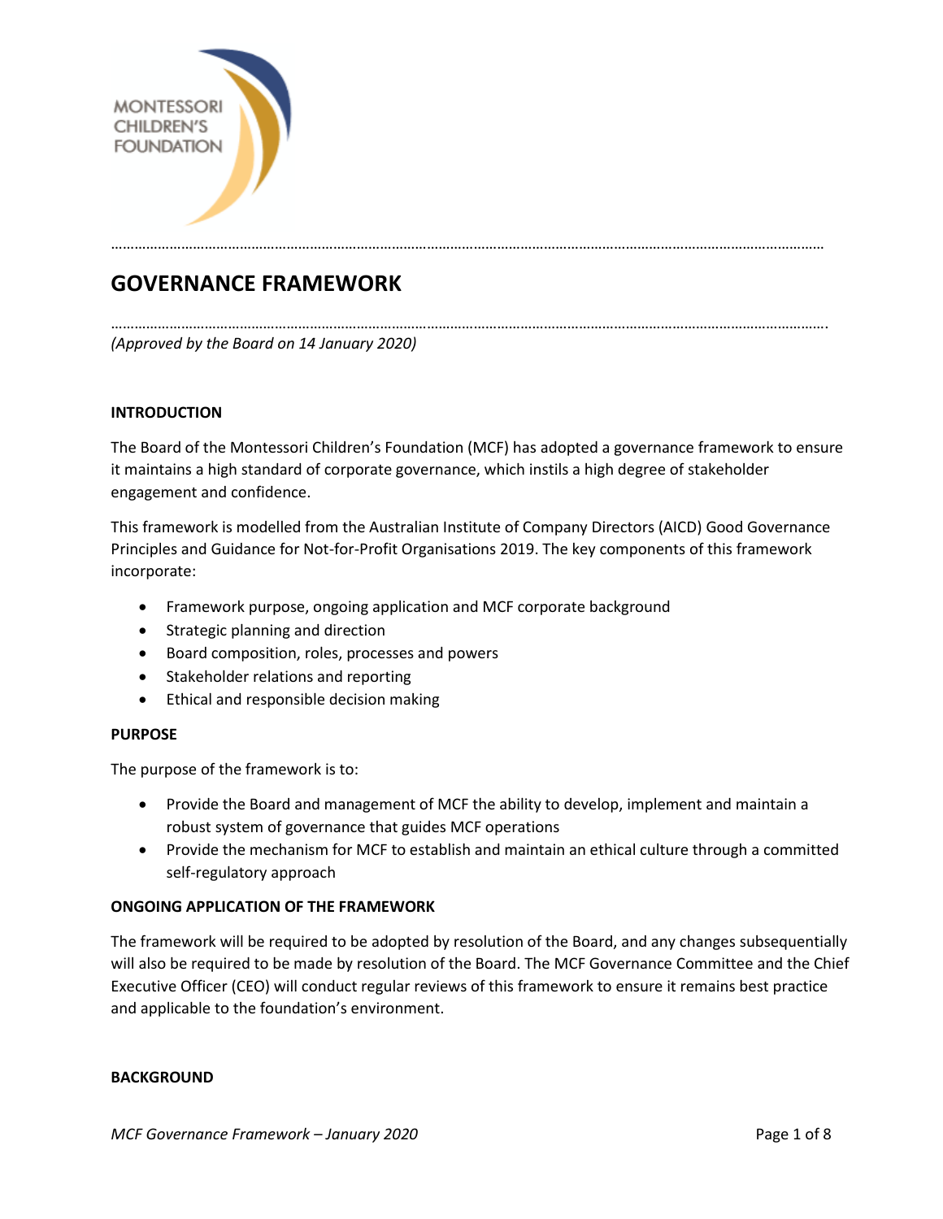# GOVERNANCE FRAMEWORK

*(Approved by the Board on 14 January 2020)*

## INTRODUCTION

The Board of the Montessori Children's Foundation (MCF) has adopted a governance framework to ensure it maintains a high standard of corporate governance, which instils a high degree of stakeholder engagement and confidence.

This framework is modelled from the Australian Institute of Company Directors (AICD) Good Governance Principles and Guidance for Not-for-Profit Organisations 2019. The key components of this framework incorporate:

- Framework purpose, ongoing application and MCF corporate background
- Strategic planning and direction
- Board composition, roles, processes and powers
- Stakeholder relations and reporting
- Ethical and responsible decision making

## PURPOSE

The purpose of the framework is to:

- Provide the Board and management of MCF the ability to develop, implement and maintain a robust system of governance that guides MCF operations
- Provide the mechanism for MCF to establish and maintain an ethical culture through a committed self-regulatory approach

## ONGOING APPLICATION OF THE FRAMEWORK

The framework will be required to be adopted by resolution of the Board, and any changes subsequentially will also be required to be made by resolution of the Board. The MCF Governance Committee and the Chief Executive Officer (CEO) will conduct regular reviews of this framework to ensure it remains best practice and applicable to the foundation's environment.

## BACKGROUND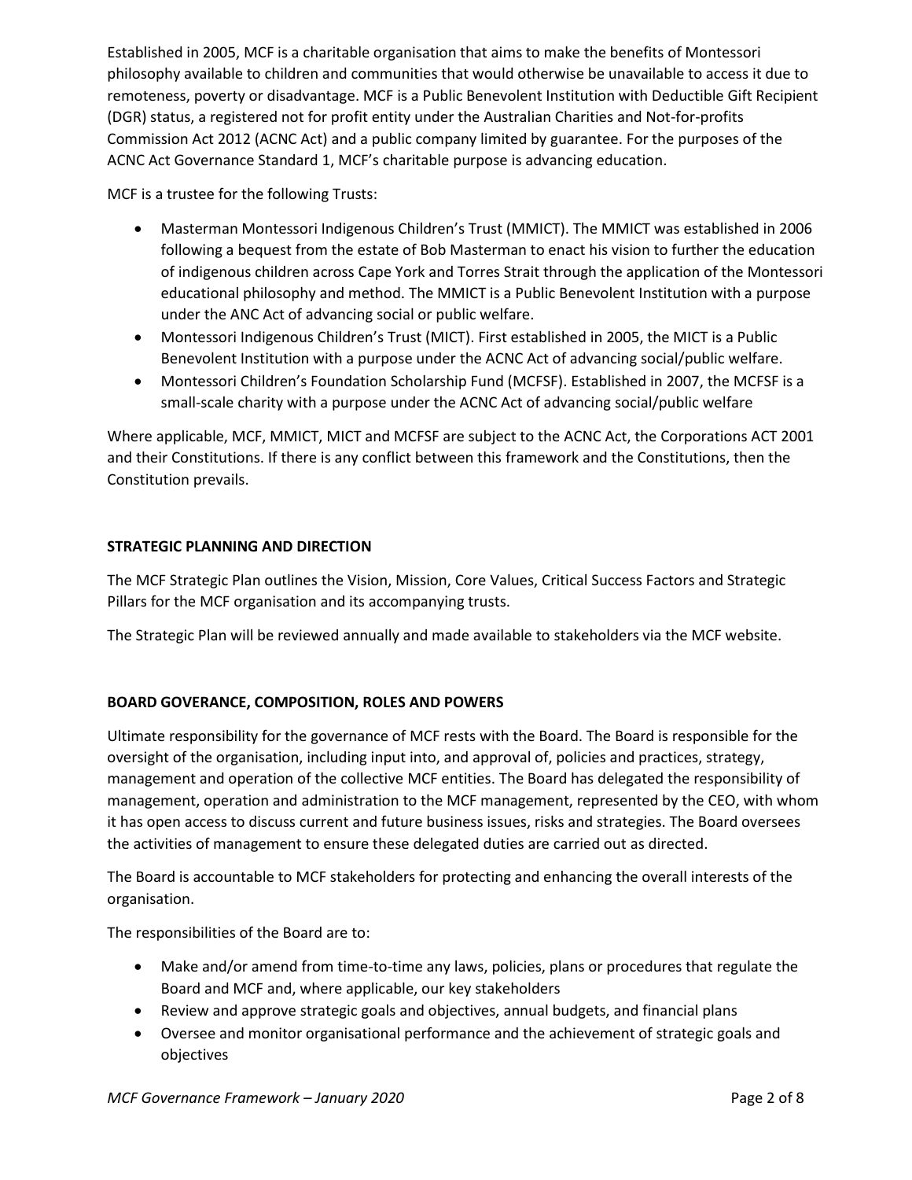Established in 2005, MCF is a charitable organisation that aims to make the benefits of Montessori philosophy available to children and communities that would otherwise be unavailable to access it due to remoteness, poverty or disadvantage. MCF is a Public Benevolent Institution with Deductible Gift Recipient (DGR) status, a registered not for profit entity under the Australian Charities and Not-for-profits Commission Act 2012 (ACNC Act) and a public company limited by guarantee. For the purposes of the ACNC Act Governance Standard 1, MCF's charitable purpose is advancing education.

MCF is a trustee for the following Trusts:

- Masterman Montessori Indigenous Children's Trust (MMICT). The MMICT was established in 2006 following a bequest from the estate of Bob Masterman to enact his vision to further the education of indigenous children across Cape York and Torres Strait through the application of the Montessori educational philosophy and method. The MMICT is a Public Benevolent Institution with a purpose under the ANC Act of advancing social or public welfare.
- Montessori Indigenous Children's Trust (MICT). First established in 2005, the MICT is a Public Benevolent Institution with a purpose under the ACNC Act of advancing social/public welfare.
- Montessori Children's Foundation Scholarship Fund (MCFSF). Established in 2007, the MCFSF is a small-scale charity with a purpose under the ACNC Act of advancing social/public welfare

Where applicable, MCF, MMICT, MICT and MCFSF are subject to the ACNC Act, the Corporations ACT 2001 and their Constitutions. If there is any conflict between this framework and the Constitutions, then the Constitution prevails.

**STRATEGIC PLANNING AND DIRECTION**

The MCF Strategic Plan outlines the Vision, Mission, Core Values, Critical Success Factors and Strategic Pillars for the MCF organisation and its accompanying trusts.

The Strategic Plan will be reviewed annually and made available to stakeholders via the MCF website.

**BOARD GOVERANCE, COMPOSITION, ROLES AND POWERS**

Ultimate responsibility for the governance of MCF rests with the Board. The Board is responsible for the oversight of the organisation, including input into, and approval of, policies and practices, strategy, management and operation of the collective MCF entities. The Board has delegated the responsibility of management, operation and administration to the MCF management, represented by the CEO, with whom it has open access to discuss current and future business issues, risks and strategies. The Board oversees the activities of management to ensure these delegated duties are carried out as directed.

The Board is accountable to MCF stakeholders for protecting and enhancing the overall interests of the organisation.

The responsibilities of the Board are to:

- Make and/or amend from time-to-time any laws, policies, plans or procedures that regulate the Board and MCF and, where applicable, our key stakeholders
- Review and approve strategic goals and objectives, annual budgets, and financial plans
- Oversee and monitor organisational performance and the achievement of strategic goals and objectives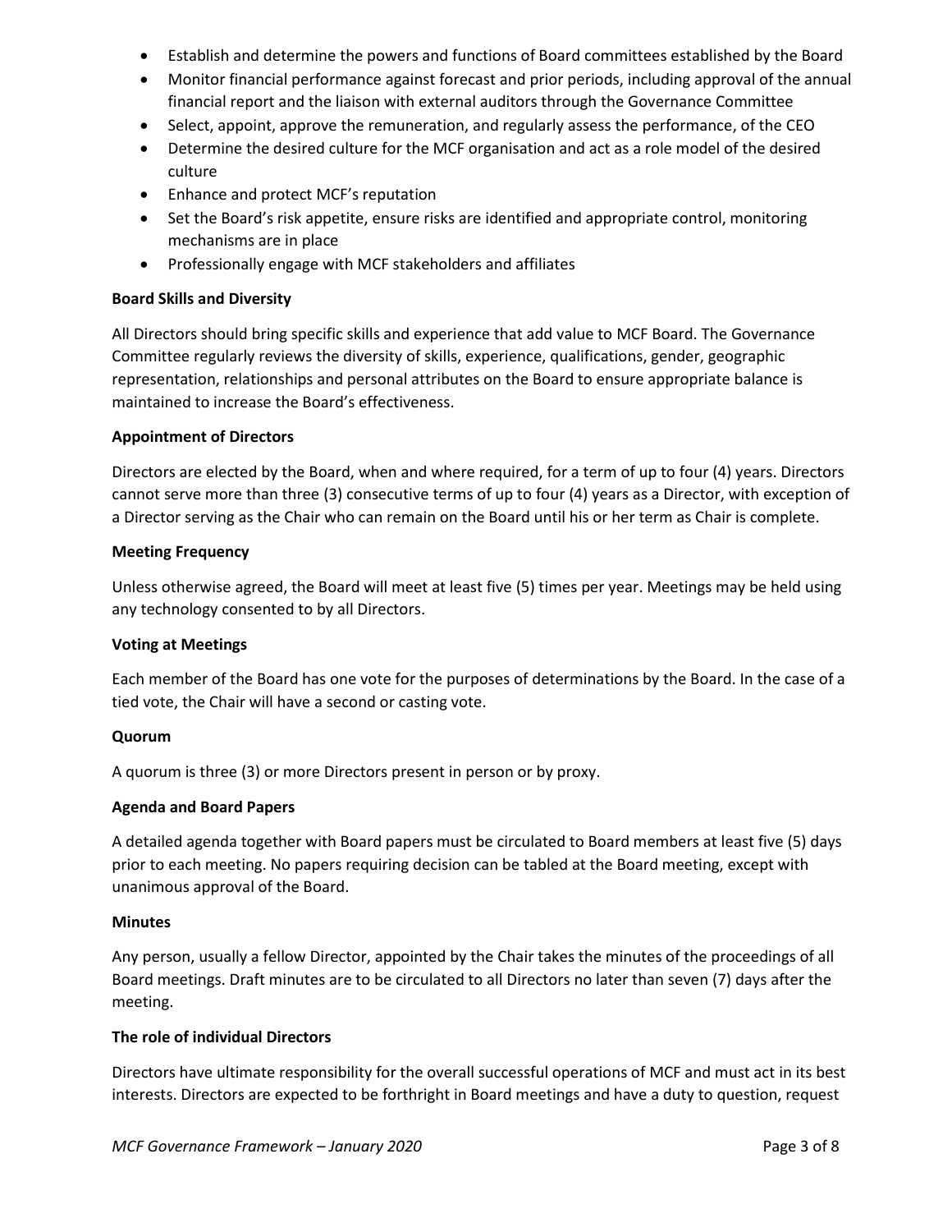- Establish and determine the powers and functions of Board committees established by the Board
- Monitor financial performance against forecast and prior periods, including approval of the annual financial report and the liaison with external auditors through the Governance Committee
- Select, appoint, approve the remuneration, and regularly assess the performance, of the CEO
- Determine the desired culture for the MCF organisation and act as a role model of the desired culture
- Enhance and protect MCF's reputation
- Set the Board's risk appetite, ensure risks are identified and appropriate control, monitoring mechanisms are in place
- Professionally engage with MCF stakeholders and affiliates

**Board Skills and Diversity**

All Directors should bring specific skills and experience that add value to MCF Board. The Governance Committee regularly reviews the diversity of skills, experience, qualifications, gender, geographic representation, relationships and personal attributes on the Board to ensure appropriate balance is maintained to increase the Board's effectiveness.

**Appointment of Directors**

Directors are elected by the Board, when and where required, for a term of up to four (4) years. Directors cannot serve more than three (3) consecutive terms of up to four (4) years as a Director, with exception of a Director serving as the Chair who can remain on the Board until his or her term as Chair is complete.

**Meeting Frequency**

Unless otherwise agreed, the Board will meet at least five (5) times per year. Meetings may be held using any technology consented to by all Directors.

**Voting at Meetings**

Each member of the Board has one vote for the purposes of determinations by the Board. In the case of a tied vote, the Chair will have a second or casting vote.

**Quorum**

A quorum is three (3) or more Directors present in person or by proxy.

**Agenda and Board Papers**

A detailed agenda together with Board papers must be circulated to Board members at least five (5) days prior to each meeting. No papers requiring decision can be tabled at the Board meeting, except with unanimous approval of the Board.

**Minutes**

Any person, usually a fellow Director, appointed by the Chair takes the minutes of the proceedings of all Board meetings. Draft minutes are to be circulated to all Directors no later than seven (7) days after the meeting.

**The role of individual Directors**

Directors have ultimate responsibility for the overall successful operations of MCF and must act in its best interests. Directors are expected to be forthright in Board meetings and have a duty to question, request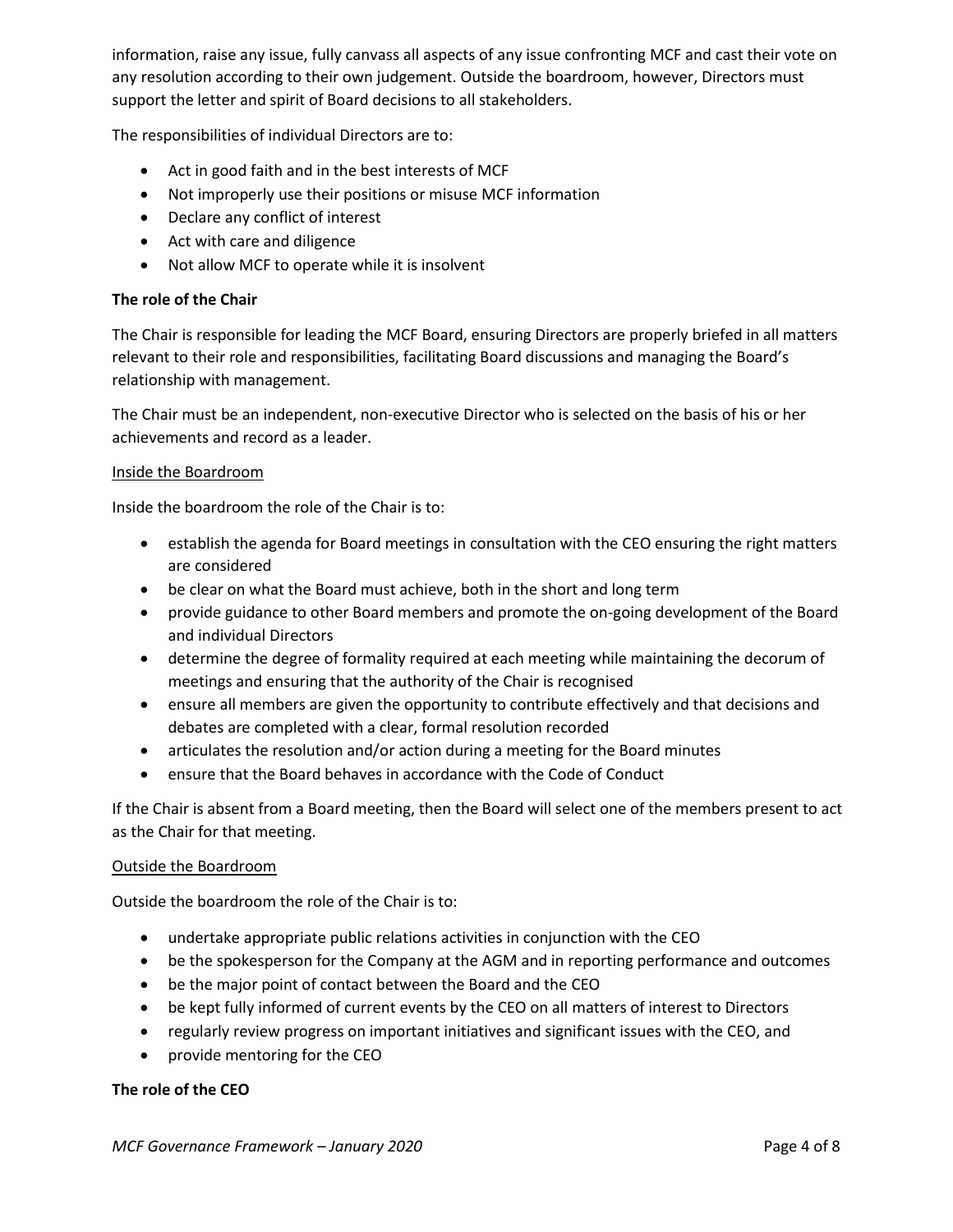information, raise any issue, fully canvass all aspects of any issue confronting MCF and cast their vote on any resolution according to their own judgement. Outside the boardroom, however, Directors must support the letter and spirit of Board decisions to all stakeholders.

The responsibilities of individual Directors are to:

- Act in good faith and in the best interests of MCF
- Not improperly use their positions or misuse MCF information
- Declare any conflict of interest
- Act with care and diligence
- Not allow MCF to operate while it is insolvent

**The role of the Chair**

The Chair is responsible for leading the MCF Board, ensuring Directors are properly briefed in all matters relevant to their role and responsibilities, facilitating Board discussions and managing the Board's relationship with management.

The Chair must be an independent, non-executive Director who is selected on the basis of his or her achievements and record as a leader.

<u>Inside the Boardroom</u>

Inside the boardroom the role of the Chair is to:

- establish the agenda for Board meetings in consultation with the CEO ensuring the right matters are considered
- be clear on what the Board must achieve, both in the short and long term
- provide guidance to other Board members and promote the on-going development of the Board and individual Directors
- determine the degree of formality required at each meeting while maintaining the decorum of meetings and ensuring that the authority of the Chair is recognised
- ensure all members are given the opportunity to contribute effectively and that decisions and debates are completed with a clear, formal resolution recorded
- articulates the resolution and/or action during a meeting for the Board minutes
- ensure that the Board behaves in accordance with the Code of Conduct

If the Chair is absent from a Board meeting, then the Board will select one of the members present to act as the Chair for that meeting.

<u>Outside the Boardroom</u>

Outside the boardroom the role of the Chair is to:

- undertake appropriate public relations activities in conjunction with the CEO
- be the spokesperson for the Company at the AGM and in reporting performance and outcomes
- be the major point of contact between the Board and the CEO
- be kept fully informed of current events by the CEO on all matters of interest to Directors
- regularly review progress on important initiatives and significant issues with the CEO, and
- provide mentoring for the CEO

**The role of the CEO**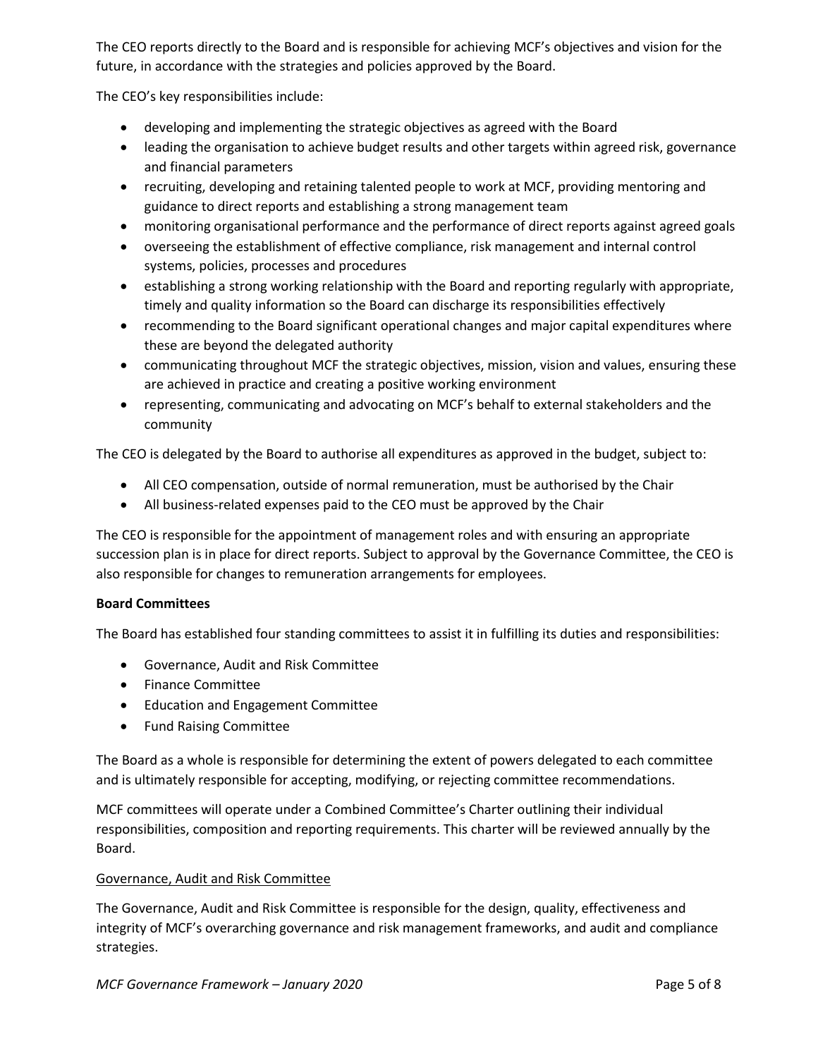The CEO reports directly to the Board and is responsible for achieving MCF's objectives and vision for the future, in accordance with the strategies and policies approved by the Board.

The CEO's key responsibilities include:

- developing and implementing the strategic objectives as agreed with the Board
- leading the organisation to achieve budget results and other targets within agreed risk, governance and financial parameters
- recruiting, developing and retaining talented people to work at MCF, providing mentoring and guidance to direct reports and establishing a strong management team
- monitoring organisational performance and the performance of direct reports against agreed goals
- overseeing the establishment of effective compliance, risk management and internal control systems, policies, processes and procedures
- establishing a strong working relationship with the Board and reporting regularly with appropriate, timely and quality information so the Board can discharge its responsibilities effectively
- recommending to the Board significant operational changes and major capital expenditures where these are beyond the delegated authority
- communicating throughout MCF the strategic objectives, mission, vision and values, ensuring these are achieved in practice and creating a positive working environment
- representing, communicating and advocating on MCF's behalf to external stakeholders and the community

The CEO is delegated by the Board to authorise all expenditures as approved in the budget, subject to:

- All CEO compensation, outside of normal remuneration, must be authorised by the Chair
- All business-related expenses paid to the CEO must be approved by the Chair

The CEO is responsible for the appointment of management roles and with ensuring an appropriate succession plan is in place for direct reports. Subject to approval by the Governance Committee, the CEO is also responsible for changes to remuneration arrangements for employees.

**Board Committees**

The Board has established four standing committees to assist it in fulfilling its duties and responsibilities:

- Governance, Audit and Risk Committee
- Finance Committee
- Education and Engagement Committee
- Fund Raising Committee

The Board as a whole is responsible for determining the extent of powers delegated to each committee and is ultimately responsible for accepting, modifying, or rejecting committee recommendations.

MCF committees will operate under a Combined Committee's Charter outlining their individual responsibilities, composition and reporting requirements. This charter will be reviewed annually by the Board.

<u>Governance, Audit and Risk Committee</u>

The Governance, Audit and Risk Committee is responsible for the design, quality, effectiveness and integrity of MCF's overarching governance and risk management frameworks, and audit and compliance strategies.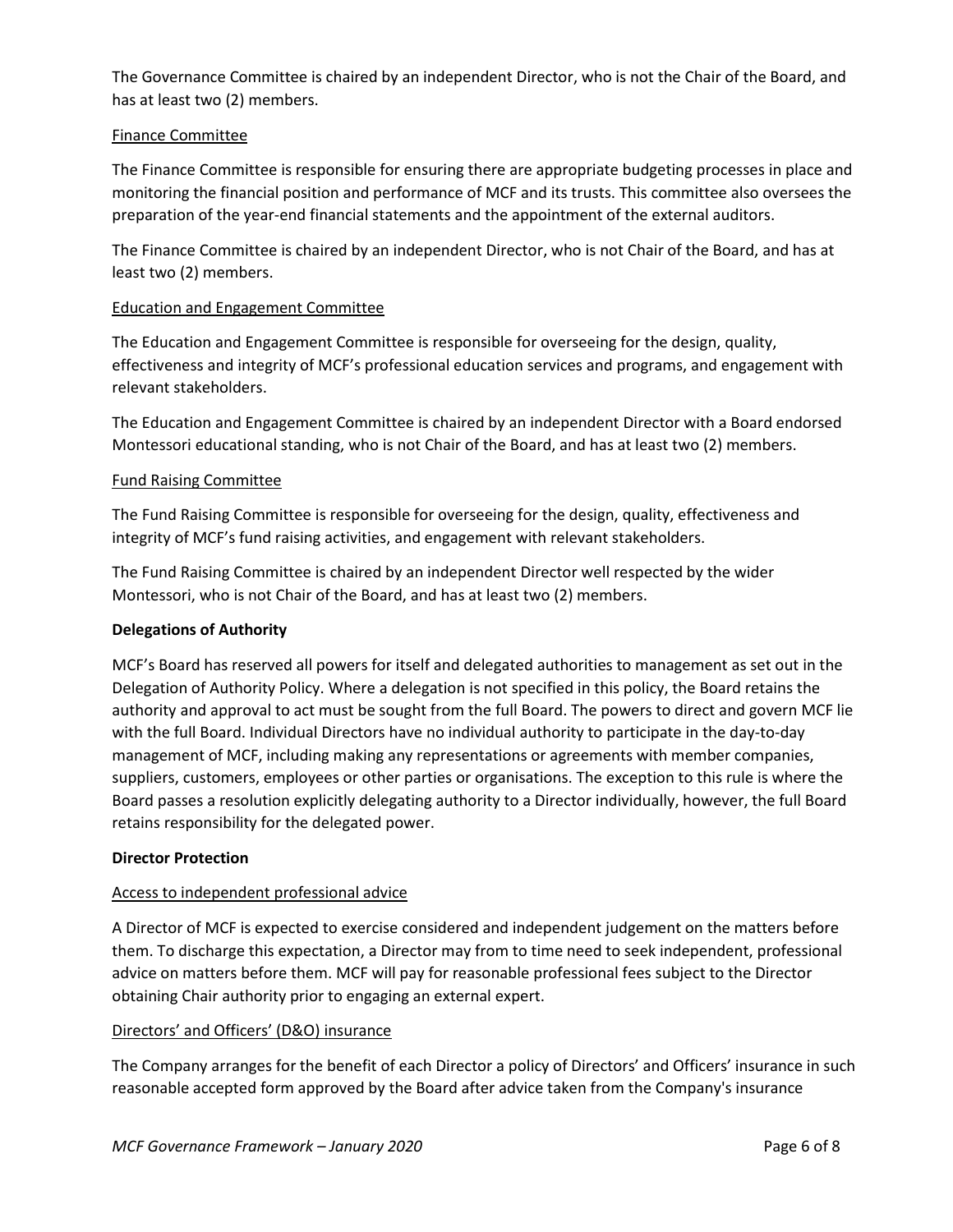The Governance Committee is chaired by an independent Director, who is not the Chair of the Board, and has at least two (2) members.

### Finance Committee

The Finance Committee is responsible for ensuring there are appropriate budgeting processes in place and monitoring the financial position and performance of MCF and its trusts. This committee also oversees the preparation of the year-end financial statements and the appointment of the external auditors.

The Finance Committee is chaired by an independent Director, who is not Chair of the Board, and has at least two (2) members.

### Education and Engagement Committee

The Education and Engagement Committee is responsible for overseeing for the design, quality, effectiveness and integrity of MCF's professional education services and programs, and engagement with relevant stakeholders.

The Education and Engagement Committee is chaired by an independent Director with a Board endorsed Montessori educational standing, who is not Chair of the Board, and has at least two (2) members.

### Fund Raising Committee

The Fund Raising Committee is responsible for overseeing for the design, quality, effectiveness and integrity of MCF's fund raising activities, and engagement with relevant stakeholders.

The Fund Raising Committee is chaired by an independent Director well respected by the wider Montessori, who is not Chair of the Board, and has at least two (2) members.

## Delegations of Authority

MCF's Board has reserved all powers for itself and delegated authorities to management as set out in the Delegation of Authority Policy. Where a delegation is not specified in this policy, the Board retains the authority and approval to act must be sought from the full Board. The powers to direct and govern MCF lie with the full Board. Individual Directors have no individual authority to participate in the day-to-day management of MCF, including making any representations or agreements with member companies, suppliers, customers, employees or other parties or organisations. The exception to this rule is where the Board passes a resolution explicitly delegating authority to a Director individually, however, the full Board retains responsibility for the delegated power.

## Director Protection

### Access to independent professional advice

A Director of MCF is expected to exercise considered and independent judgement on the matters before them. To discharge this expectation, a Director may from to time need to seek independent, professional advice on matters before them. MCF will pay for reasonable professional fees subject to the Director obtaining Chair authority prior to engaging an external expert.

### Directors' and Officers' (D&O) insurance

The Company arranges for the benefit of each Director a policy of Directors' and Officers' insurance in such reasonable accepted form approved by the Board after advice taken from the Company's insurance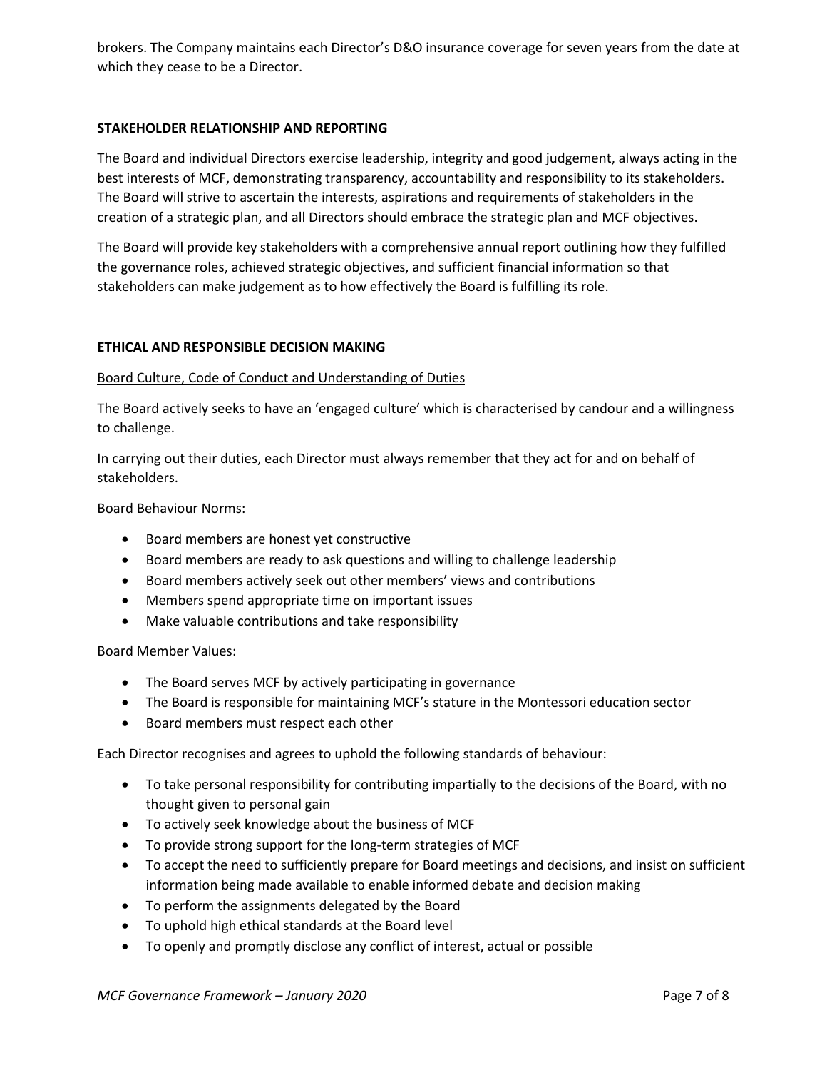brokers. The Company maintains each Director's D&O insurance coverage for seven years from the date at which they cease to be a Director.

## STAKEHOLDER RELATIONSHIP AND REPORTING

The Board and individual Directors exercise leadership, integrity and good judgement, always acting in the best interests of MCF, demonstrating transparency, accountability and responsibility to its stakeholders. The Board will strive to ascertain the interests, aspirations and requirements of stakeholders in the creation of a strategic plan, and all Directors should embrace the strategic plan and MCF objectives.

The Board will provide key stakeholders with a comprehensive annual report outlining how they fulfilled the governance roles, achieved strategic objectives, and sufficient financial information so that stakeholders can make judgement as to how effectively the Board is fulfilling its role.

## ETHICAL AND RESPONSIBLE DECISION MAKING

### Board Culture, Code of Conduct and Understanding of Duties

The Board actively seeks to have an 'engaged culture' which is characterised by candour and a willingness to challenge.

In carrying out their duties, each Director must always remember that they act for and on behalf of stakeholders.

Board Behaviour Norms:

- Board members are honest yet constructive
- Board members are ready to ask questions and willing to challenge leadership
- Board members actively seek out other members' views and contributions
- Members spend appropriate time on important issues
- Make valuable contributions and take responsibility

Board Member Values:

- The Board serves MCF by actively participating in governance
- The Board is responsible for maintaining MCF's stature in the Montessori education sector
- Board members must respect each other

Each Director recognises and agrees to uphold the following standards of behaviour:

- To take personal responsibility for contributing impartially to the decisions of the Board, with no thought given to personal gain
- To actively seek knowledge about the business of MCF
- To provide strong support for the long-term strategies of MCF
- To accept the need to sufficiently prepare for Board meetings and decisions, and insist on sufficient information being made available to enable informed debate and decision making
- To perform the assignments delegated by the Board
- To uphold high ethical standards at the Board level
- To openly and promptly disclose any conflict of interest, actual or possible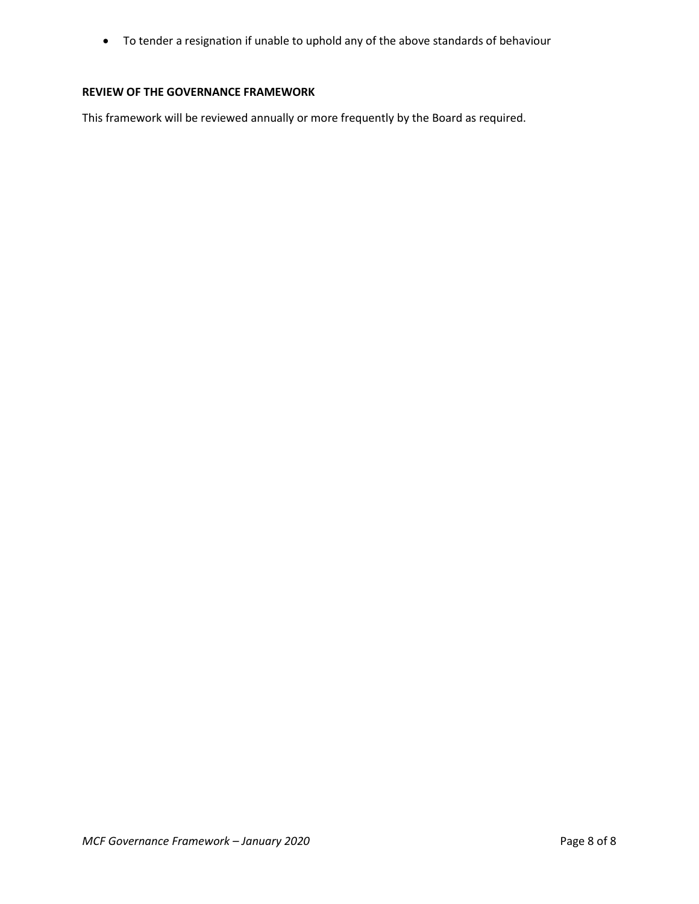- To tender a resignation if unable to uphold any of the above standards of behaviour

**REVIEW OF THE GOVERNANCE FRAMEWORK**

This framework will be reviewed annually or more frequently by the Board as required.